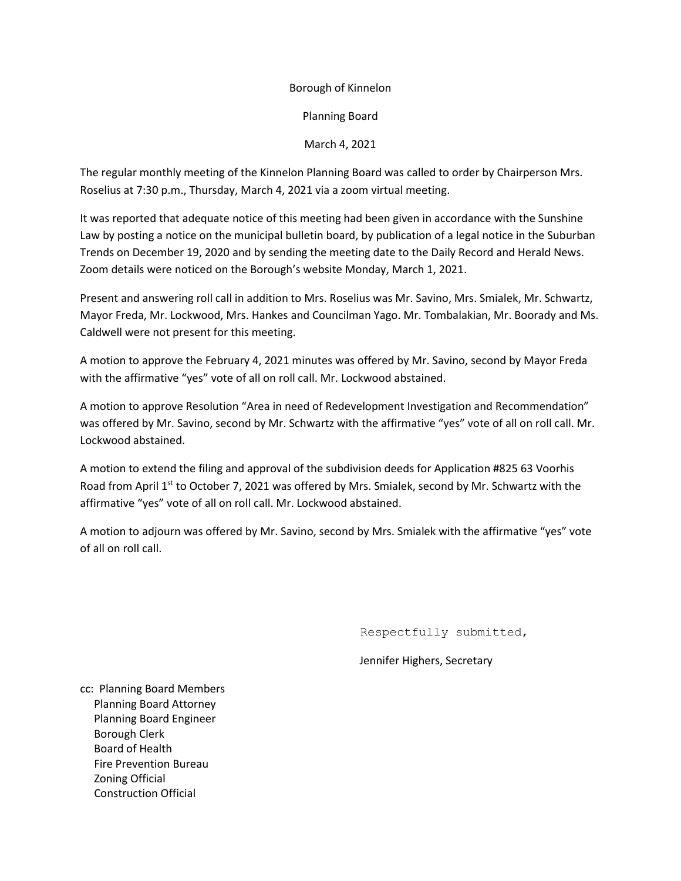Borough of Kinnelon

Planning Board

March 4, 2021

The regular monthly meeting of the Kinnelon Planning Board was called to order by Chairperson Mrs. Roselius at 7:30 p.m., Thursday, March 4, 2021 via a zoom virtual meeting.

It was reported that adequate notice of this meeting had been given in accordance with the Sunshine Law by posting a notice on the municipal bulletin board, by publication of a legal notice in the Suburban Trends on December 19, 2020 and by sending the meeting date to the Daily Record and Herald News. Zoom details were noticed on the Borough's website Monday, March 1, 2021.

Present and answering roll call in addition to Mrs. Roselius was Mr. Savino, Mrs. Smialek, Mr. Schwartz, Mayor Freda, Mr. Lockwood, Mrs. Hankes and Councilman Yago. Mr. Tombalakian, Mr. Boorady and Ms. Caldwell were not present for this meeting.

A motion to approve the February 4, 2021 minutes was offered by Mr. Savino, second by Mayor Freda with the affirmative "yes" vote of all on roll call. Mr. Lockwood abstained.

A motion to approve Resolution "Area in need of Redevelopment Investigation and Recommendation" was offered by Mr. Savino, second by Mr. Schwartz with the affirmative "yes" vote of all on roll call. Mr. Lockwood abstained.

A motion to extend the filing and approval of the subdivision deeds for Application #825 63 Voorhis Road from April 1st to October 7, 2021 was offered by Mrs. Smialek, second by Mr. Schwartz with the affirmative "yes" vote of all on roll call. Mr. Lockwood abstained.

A motion to adjourn was offered by Mr. Savino, second by Mrs. Smialek with the affirmative "yes" vote of all on roll call.

Respectfully submitted,

Jennifer Highers, Secretary

cc: Planning Board Members
Planning Board Attorney
Planning Board Engineer
Borough Clerk
Board of Health
Fire Prevention Bureau
Zoning Official
Construction Official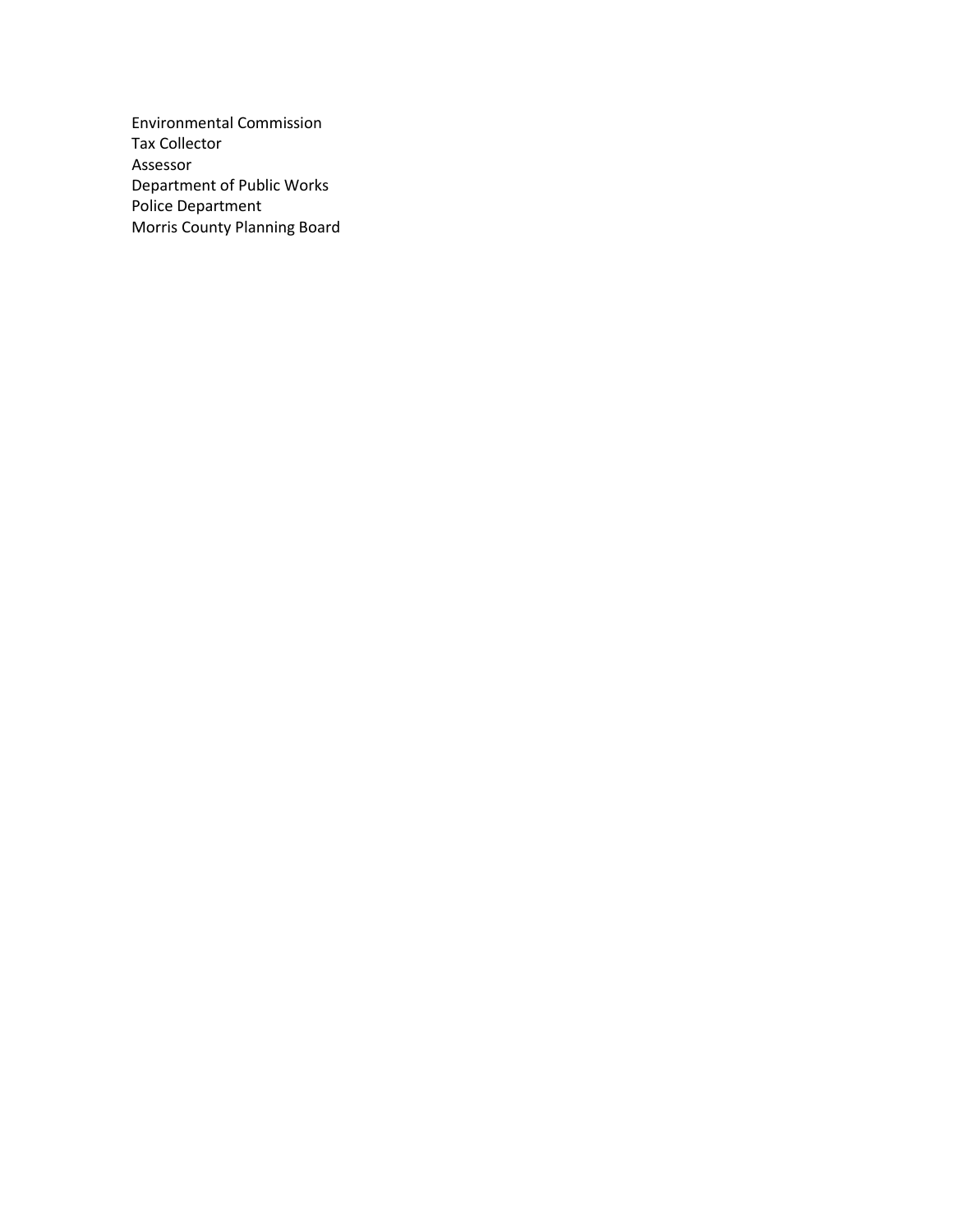Environmental Commission
Tax Collector
Assessor
Department of Public Works
Police Department
Morris County Planning Board